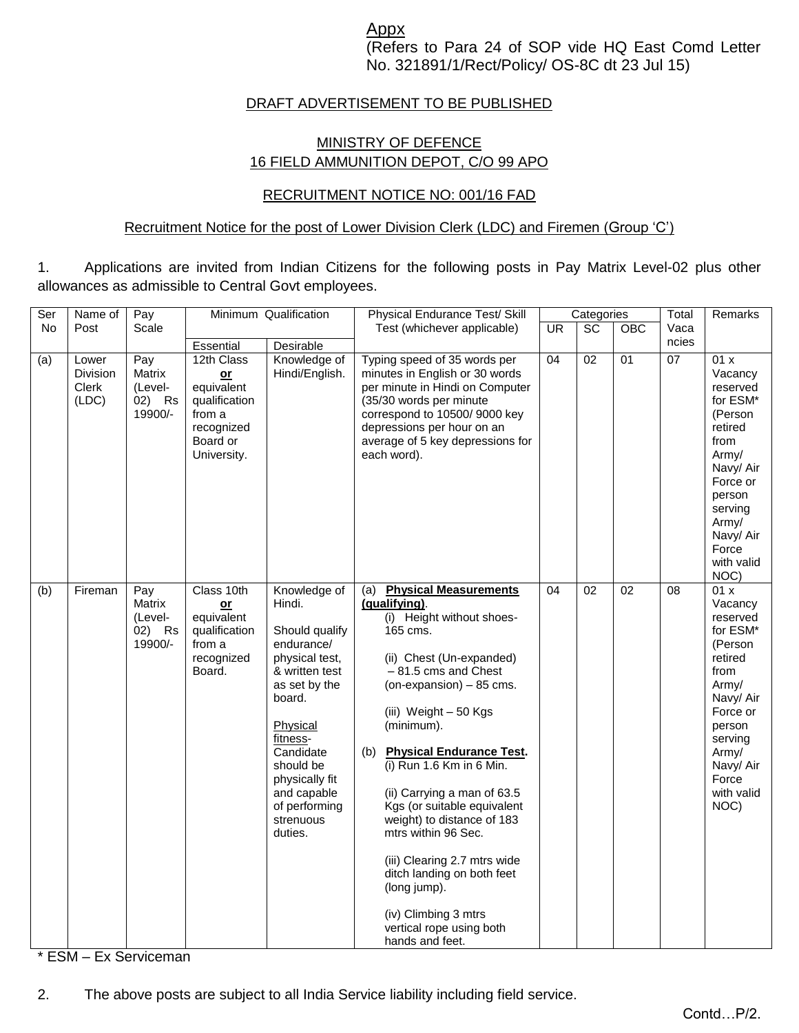Appx
(Refers to Para 24 of SOP vide HQ East Comd Letter No. 321891/1/Rect/Policy/ OS-8C dt 23 Jul 15)

DRAFT ADVERTISEMENT TO BE PUBLISHED

MINISTRY OF DEFENCE
16 FIELD AMMUNITION DEPOT, C/O 99 APO

RECRUITMENT NOTICE NO: 001/16 FAD

Recruitment Notice for the post of Lower Division Clerk (LDC) and Firemen (Group 'C')

1. Applications are invited from Indian Citizens for the following posts in Pay Matrix Level-02 plus other allowances as admissible to Central Govt employees.

| Ser No | Name of Post | Pay Scale | Minimum Qualification | | Physical Endurance Test/ Skill Test (whichever applicable) | Categories | | | Total Vacancies | Remarks |
|---|---|---|---|---|---|---|---|---|---|---|
| | | | Essential | Desirable | | UR | SC | OBC | | |
| (a) | Lower Division Clerk (LDC) | Pay Matrix (Level-02) Rs 19900/- | 12th Class **or** equivalent qualification from a recognized Board or University. | Knowledge of Hindi/English. | Typing speed of 35 words per minutes in English or 30 words per minute in Hindi on Computer (35/30 words per minute correspond to 10500/ 9000 key depressions per hour on an average of 5 key depressions for each word). | 04 | 02 | 01 | 07 | 01 x Vacancy reserved for ESM* (Person retired from Army/ Navy/ Air Force or person serving Army/ Navy/ Air Force with valid NOC) |
| (b) | Fireman | Pay Matrix (Level-02) Rs 19900/- | Class 10th **or** equivalent qualification from a recognized Board. | Knowledge of Hindi. Should qualify endurance/ physical test, & written test as set by the board. Physical fitness- Candidate should be physically fit and capable of performing strenuous duties. | (a) **Physical Measurements (qualifying)**. (i) Height without shoes- 165 cms. (ii) Chest (Un-expanded) – 81.5 cms and Chest (on-expansion) – 85 cms. (iii) Weight – 50 Kgs (minimum). (b) **Physical Endurance Test.** (i) Run 1.6 Km in 6 Min. (ii) Carrying a man of 63.5 Kgs (or suitable equivalent weight) to distance of 183 mtrs within 96 Sec. (iii) Clearing 2.7 mtrs wide ditch landing on both feet (long jump). (iv) Climbing 3 mtrs vertical rope using both hands and feet. | 04 | 02 | 02 | 08 | 01 x Vacancy reserved for ESM* (Person retired from Army/ Navy/ Air Force or person serving Army/ Navy/ Air Force with valid NOC) |

* ESM – Ex Serviceman

2. The above posts are subject to all India Service liability including field service.

Contd…P/2.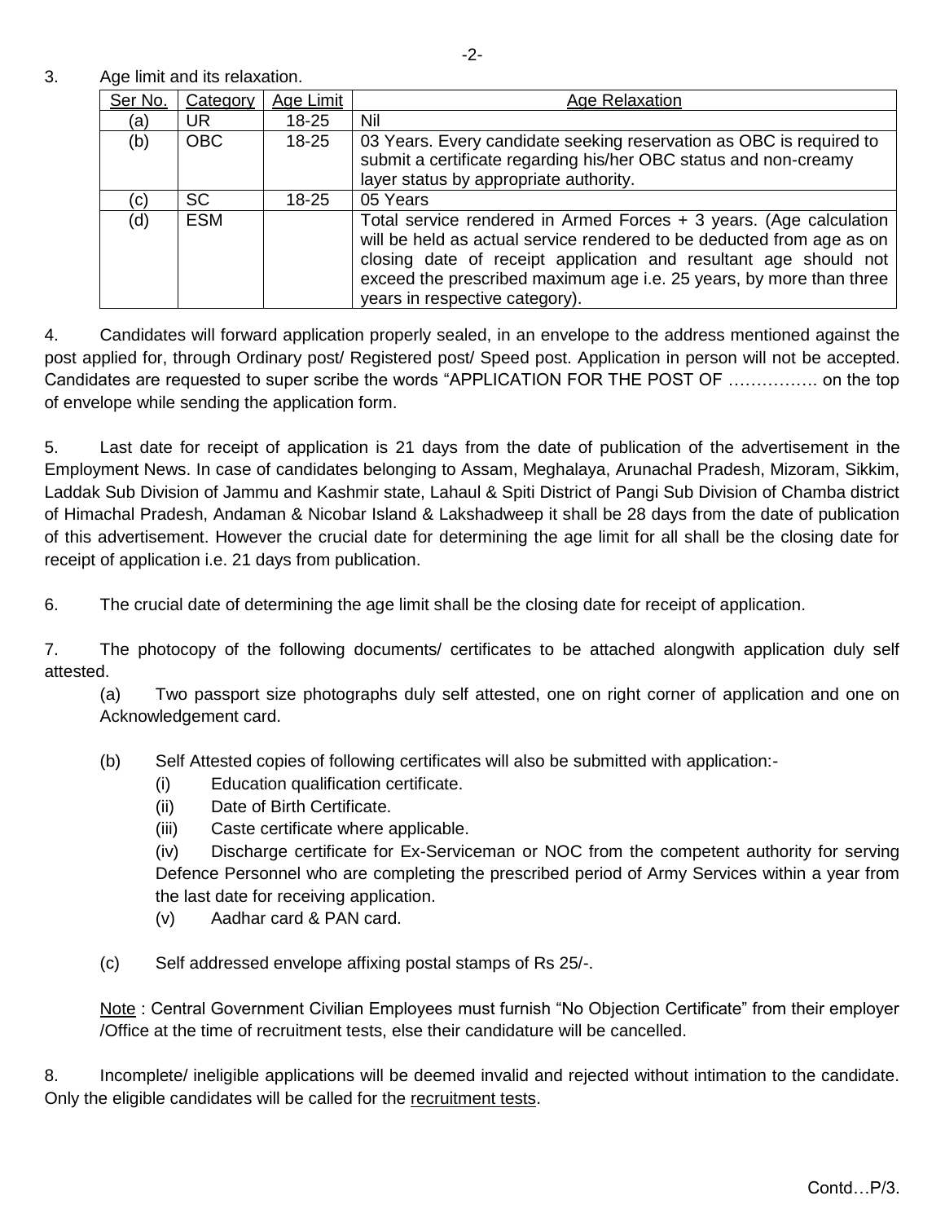3. Age limit and its relaxation.

| Ser No. | Category | Age Limit | Age Relaxation |
|---|---|---|---|
| (a) | UR | 18-25 | Nil |
| (b) | OBC | 18-25 | 03 Years. Every candidate seeking reservation as OBC is required to submit a certificate regarding his/her OBC status and non-creamy layer status by appropriate authority. |
| (c) | SC | 18-25 | 05 Years |
| (d) | ESM | | Total service rendered in Armed Forces + 3 years. (Age calculation will be held as actual service rendered to be deducted from age as on closing date of receipt application and resultant age should not exceed the prescribed maximum age i.e. 25 years, by more than three years in respective category). |

4. Candidates will forward application properly sealed, in an envelope to the address mentioned against the post applied for, through Ordinary post/ Registered post/ Speed post. Application in person will not be accepted. Candidates are requested to super scribe the words "APPLICATION FOR THE POST OF ……………. on the top of envelope while sending the application form.

5. Last date for receipt of application is 21 days from the date of publication of the advertisement in the Employment News. In case of candidates belonging to Assam, Meghalaya, Arunachal Pradesh, Mizoram, Sikkim, Laddak Sub Division of Jammu and Kashmir state, Lahaul & Spiti District of Pangi Sub Division of Chamba district of Himachal Pradesh, Andaman & Nicobar Island & Lakshadweep it shall be 28 days from the date of publication of this advertisement. However the crucial date for determining the age limit for all shall be the closing date for receipt of application i.e. 21 days from publication.

6. The crucial date of determining the age limit shall be the closing date for receipt of application.

7. The photocopy of the following documents/ certificates to be attached alongwith application duly self attested.

(a) Two passport size photographs duly self attested, one on right corner of application and one on Acknowledgement card.

(b) Self Attested copies of following certificates will also be submitted with application:-

(i) Education qualification certificate.

(ii) Date of Birth Certificate.

(iii) Caste certificate where applicable.

(iv) Discharge certificate for Ex-Serviceman or NOC from the competent authority for serving Defence Personnel who are completing the prescribed period of Army Services within a year from the last date for receiving application.

(v) Aadhar card & PAN card.

(c) Self addressed envelope affixing postal stamps of Rs 25/-.

Note : Central Government Civilian Employees must furnish "No Objection Certificate" from their employer /Office at the time of recruitment tests, else their candidature will be cancelled.

8. Incomplete/ ineligible applications will be deemed invalid and rejected without intimation to the candidate. Only the eligible candidates will be called for the recruitment tests.

Contd…P/3.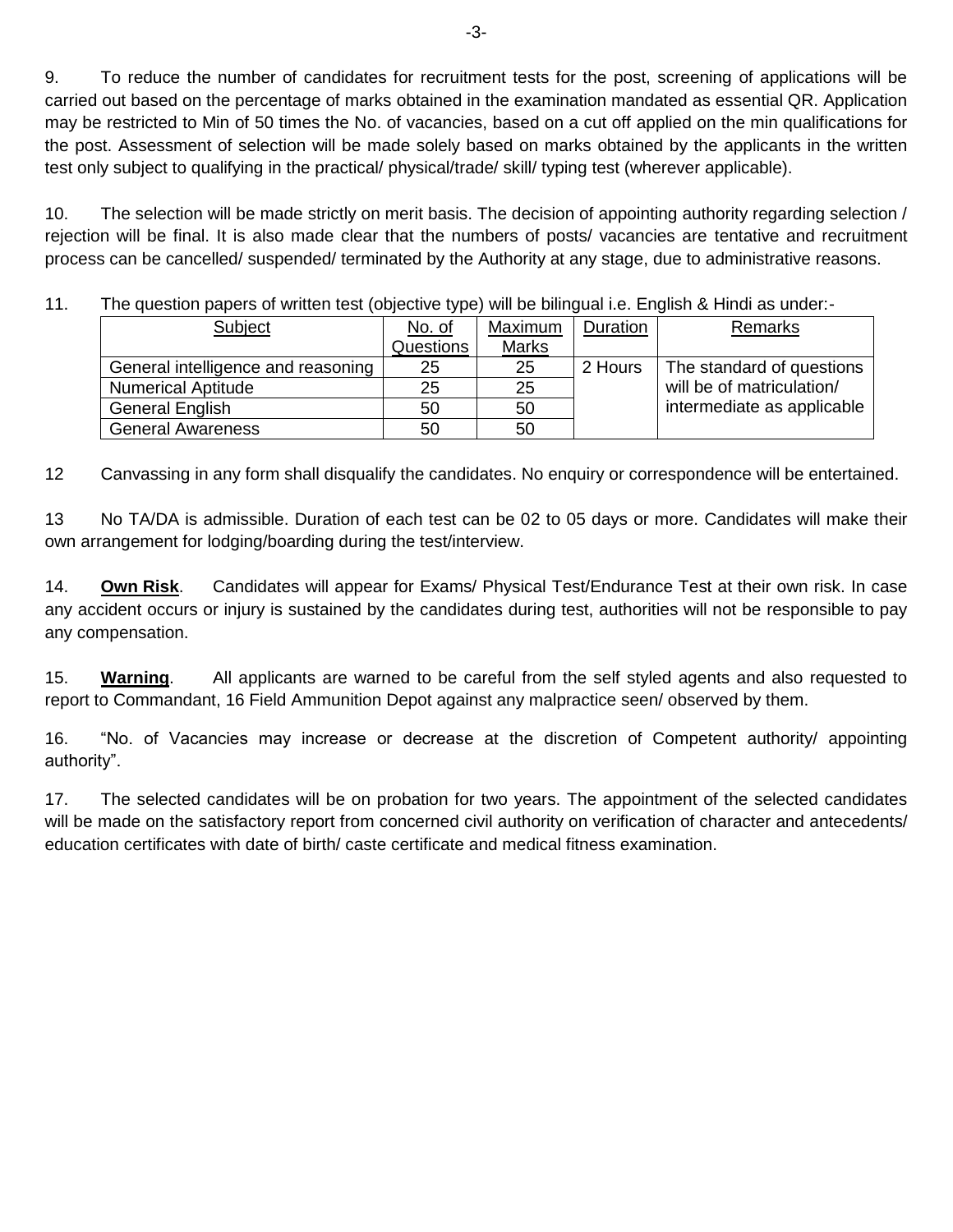9. To reduce the number of candidates for recruitment tests for the post, screening of applications will be carried out based on the percentage of marks obtained in the examination mandated as essential QR. Application may be restricted to Min of 50 times the No. of vacancies, based on a cut off applied on the min qualifications for the post. Assessment of selection will be made solely based on marks obtained by the applicants in the written test only subject to qualifying in the practical/ physical/trade/ skill/ typing test (wherever applicable).

10. The selection will be made strictly on merit basis. The decision of appointing authority regarding selection / rejection will be final. It is also made clear that the numbers of posts/ vacancies are tentative and recruitment process can be cancelled/ suspended/ terminated by the Authority at any stage, due to administrative reasons.

11. The question papers of written test (objective type) will be bilingual i.e. English & Hindi as under:-

| Subject | No. of Questions | Maximum Marks | Duration | Remarks |
|---|---|---|---|---|
| General intelligence and reasoning | 25 | 25 | 2 Hours | The standard of questions will be of matriculation/ intermediate as applicable |
| Numerical Aptitude | 25 | 25 | | |
| General English | 50 | 50 | | |
| General Awareness | 50 | 50 | | |

12 Canvassing in any form shall disqualify the candidates. No enquiry or correspondence will be entertained.

13 No TA/DA is admissible. Duration of each test can be 02 to 05 days or more. Candidates will make their own arrangement for lodging/boarding during the test/interview.

14. **Own Risk**. Candidates will appear for Exams/ Physical Test/Endurance Test at their own risk. In case any accident occurs or injury is sustained by the candidates during test, authorities will not be responsible to pay any compensation.

15. **Warning**. All applicants are warned to be careful from the self styled agents and also requested to report to Commandant, 16 Field Ammunition Depot against any malpractice seen/ observed by them.

16. "No. of Vacancies may increase or decrease at the discretion of Competent authority/ appointing authority".

17. The selected candidates will be on probation for two years. The appointment of the selected candidates will be made on the satisfactory report from concerned civil authority on verification of character and antecedents/ education certificates with date of birth/ caste certificate and medical fitness examination.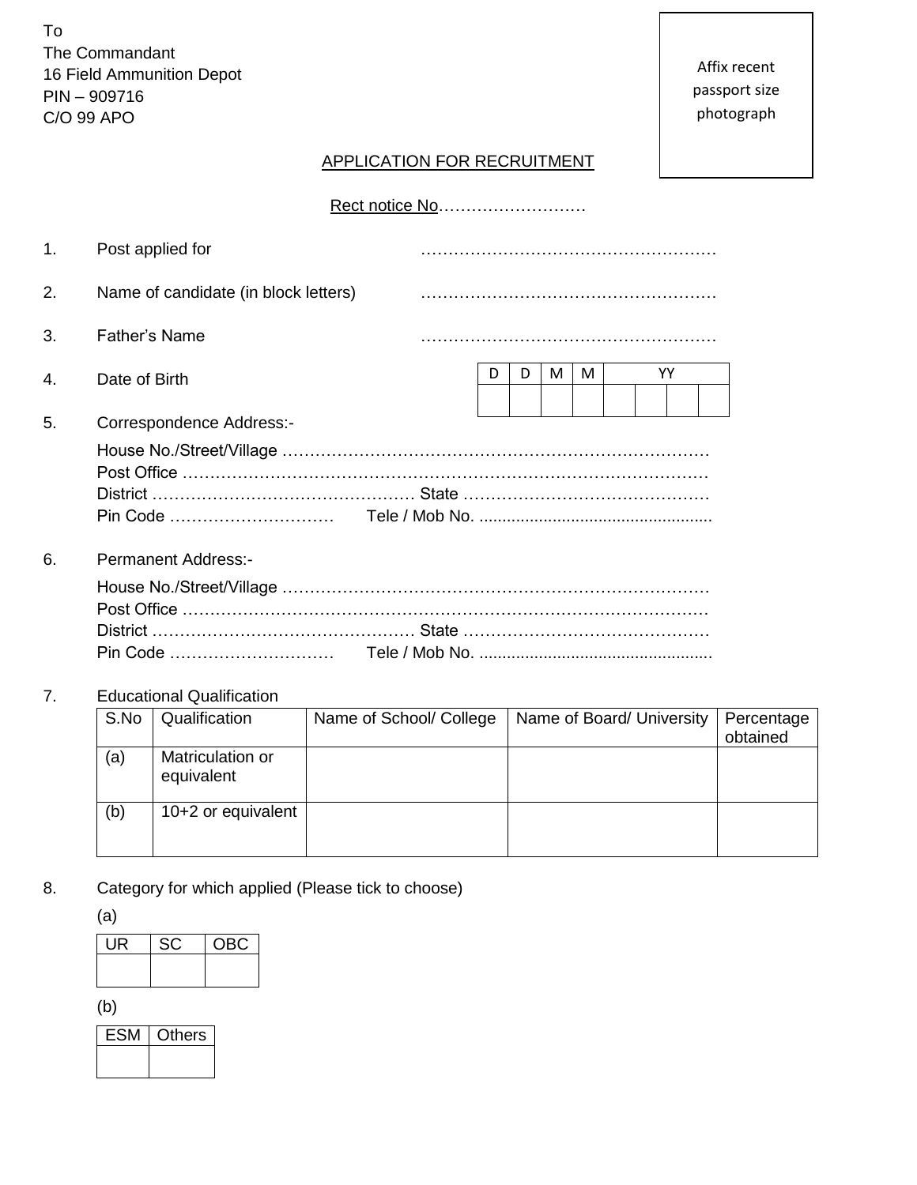To
The Commandant
16 Field Ammunition Depot
PIN – 909716
C/O 99 APO

Affix recent passport size photograph

## APPLICATION FOR RECRUITMENT

Rect notice No………………………

1. Post applied for ………………………………………………

2. Name of candidate (in block letters) ………………………………………………

3. Father's Name ………………………………………………

4. Date of Birth

| D | D | M | M | YY | | | |
|---|---|---|---|---|---|---|---|
| | | | | | | | |

5. Correspondence Address:-

   House No./Street/Village ……………………………………………………………………
   Post Office ……………………………………………………………………………………
   District ………………………………………… State ………………………………………
   Pin Code ………………………… Tele / Mob No. ..................................................

6. Permanent Address:-

   House No./Street/Village ……………………………………………………………………
   Post Office ……………………………………………………………………………………
   District ………………………………………… State ………………………………………
   Pin Code ………………………… Tele / Mob No. ..................................................

7. Educational Qualification

| S.No | Qualification | Name of School/ College | Name of Board/ University | Percentage obtained |
|---|---|---|---|---|
| (a) | Matriculation or equivalent | | | |
| (b) | 10+2 or equivalent | | | |

8. Category for which applied (Please tick to choose)

   (a)

| UR | SC | OBC |
|---|---|---|
| | | |

   (b)

| ESM | Others |
|---|---|
| | |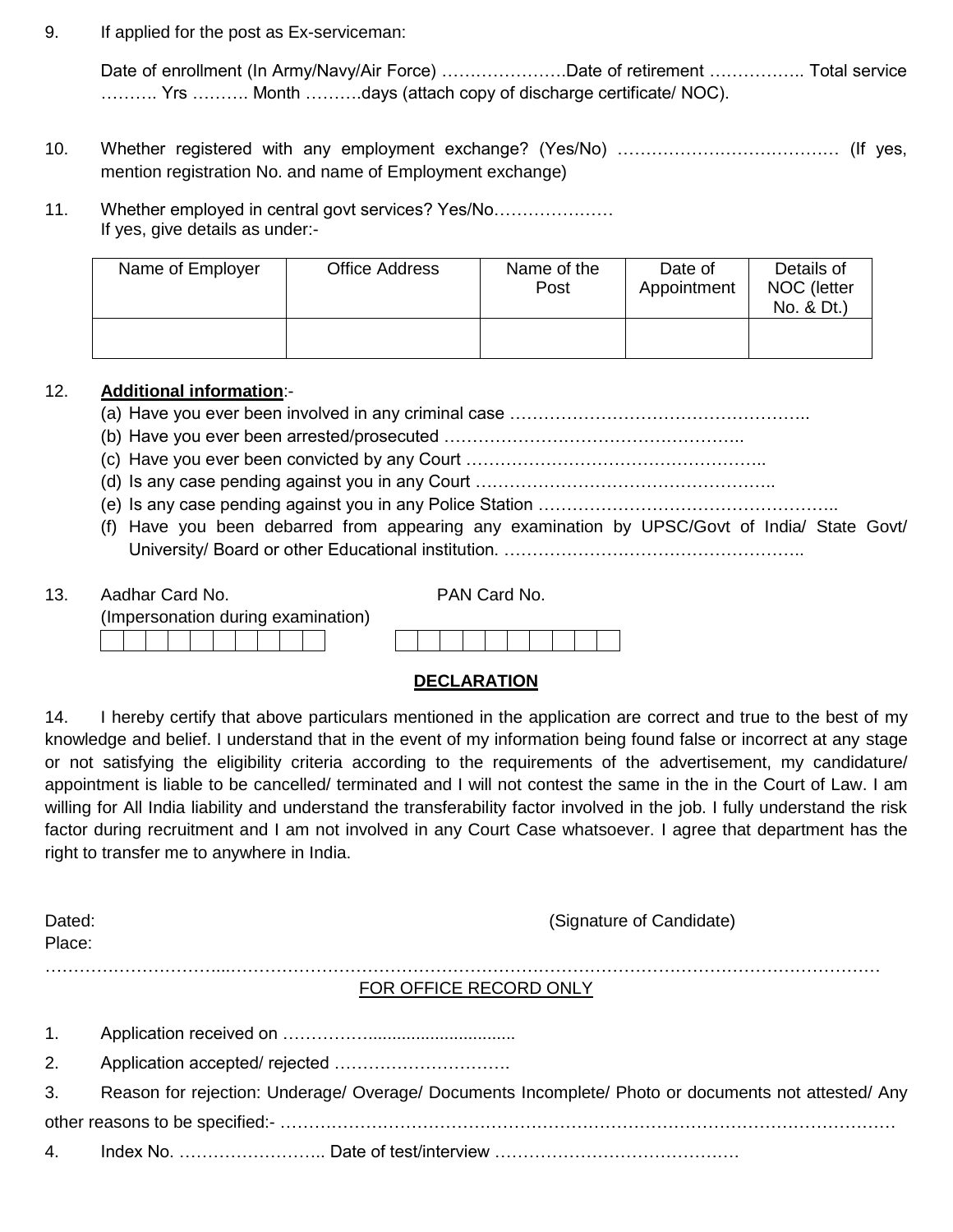9. If applied for the post as Ex-serviceman:

   Date of enrollment (In Army/Navy/Air Force) ………………….Date of retirement …………….. Total service ………. Yrs ………. Month ……….days (attach copy of discharge certificate/ NOC).

10. Whether registered with any employment exchange? (Yes/No) ………………………………… (If yes, mention registration No. and name of Employment exchange)

11. Whether employed in central govt services? Yes/No…………………
    If yes, give details as under:-

| Name of Employer | Office Address | Name of the Post | Date of Appointment | Details of NOC (letter No. & Dt.) |
|---|---|---|---|---|
| | | | | |

12. **Additional information**:-
    (a) Have you ever been involved in any criminal case ……………………………………………..
    (b) Have you ever been arrested/prosecuted ……………………………………………..
    (c) Have you ever been convicted by any Court ……………………………………………..
    (d) Is any case pending against you in any Court ……………………………………………..
    (e) Is any case pending against you in any Police Station ……………………………………………..
    (f) Have you been debarred from appearing any examination by UPSC/Govt of India/ State Govt/ University/ Board or other Educational institution. ……………………………………………..

13. Aadhar Card No. (Impersonation during examination)

| | | | | | | | | | |
|---|---|---|---|---|---|---|---|---|---|

PAN Card No.

| | | | | | | | | | |
|---|---|---|---|---|---|---|---|---|---|

## DECLARATION

14. I hereby certify that above particulars mentioned in the application are correct and true to the best of my knowledge and belief. I understand that in the event of my information being found false or incorrect at any stage or not satisfying the eligibility criteria according to the requirements of the advertisement, my candidature/ appointment is liable to be cancelled/ terminated and I will not contest the same in the in the Court of Law. I am willing for All India liability and understand the transferability factor involved in the job. I fully understand the risk factor during recruitment and I am not involved in any Court Case whatsoever. I agree that department has the right to transfer me to anywhere in India.

Dated: (Signature of Candidate)
Place:

……………………………………………………………………………………………………………………………………

FOR OFFICE RECORD ONLY

1. Application received on ……………..............................
2. Application accepted/ rejected ………………………….
3. Reason for rejection: Underage/ Overage/ Documents Incomplete/ Photo or documents not attested/ Any other reasons to be specified:- ……………………………………………………………………………………………………
4. Index No. …………………….. Date of test/interview ……………………………………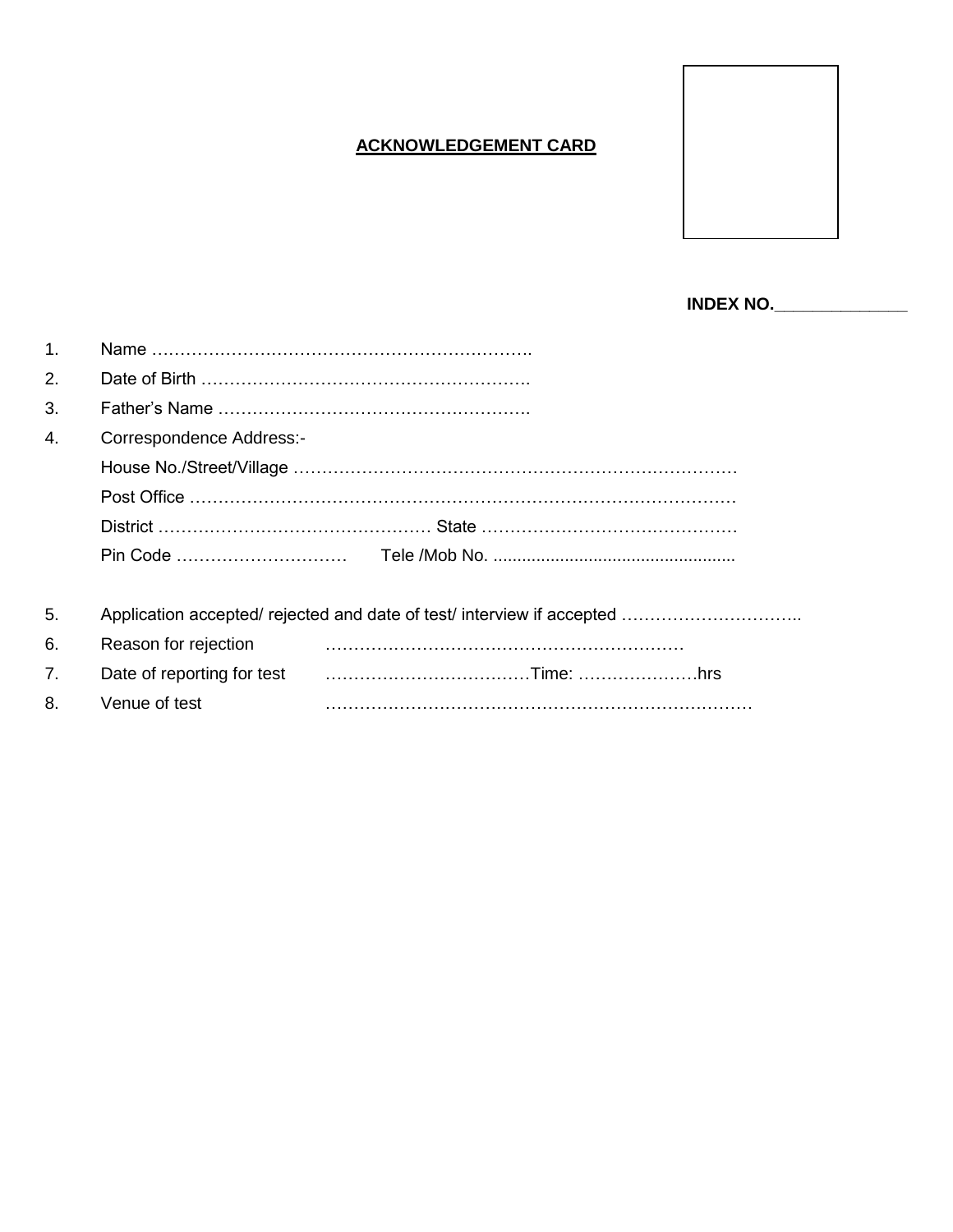## ACKNOWLEDGEMENT CARD

**INDEX NO.______________**

1. Name ………………………………………………………….
2. Date of Birth ………………………………………………….
3. Father's Name ……………………………………………….
4. Correspondence Address:-

   House No./Street/Village ……………………………………………………………………

   Post Office ……………………………………………………………………………………

   District ………………………………………… State ………………………………………

   Pin Code …………………………     Tele /Mob No. ...................................................

5. Application accepted/ rejected and date of test/ interview if accepted …………………………..
6. Reason for rejection ………………………………………………………
7. Date of reporting for test ………………………………Time: …………………hrs
8. Venue of test …………………………………………………………………